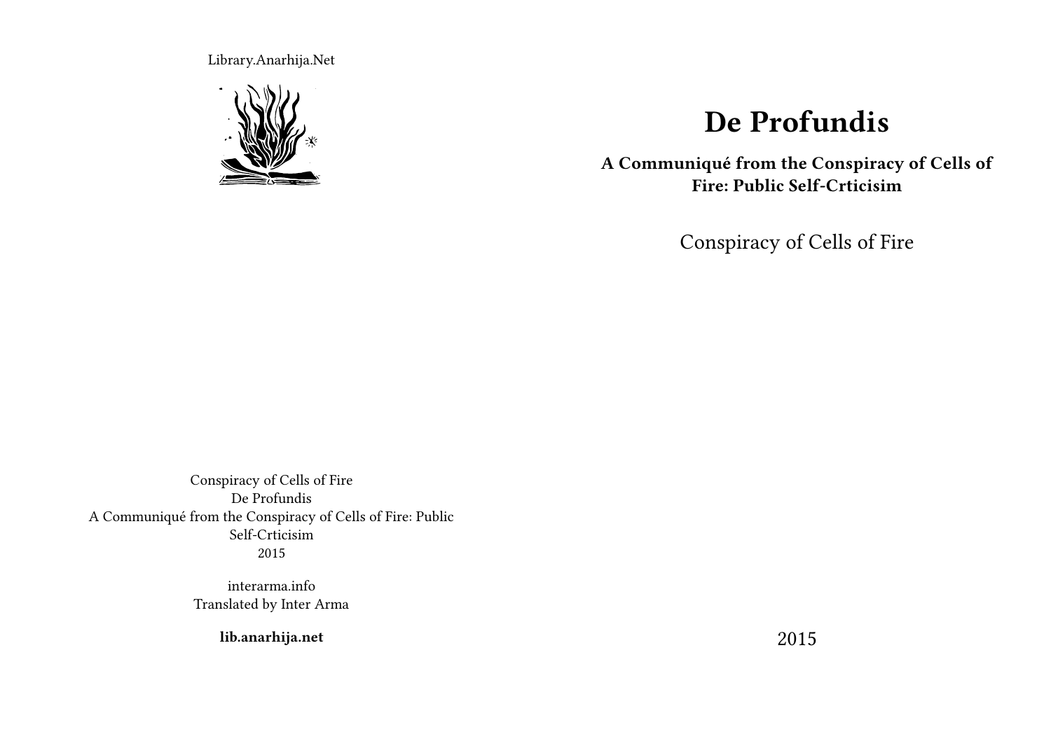Library.Anarhija.Net

# De Profundis

**A Communiqué from the Conspiracy of Cells of Fire: Public Self-Crticisim**

Conspiracy of Cells of Fire

2015

Conspiracy of Cells of Fire
De Profundis
A Communiqué from the Conspiracy of Cells of Fire: Public Self-Crticisim
2015

interarma.info
Translated by Inter Arma

**lib.anarhija.net**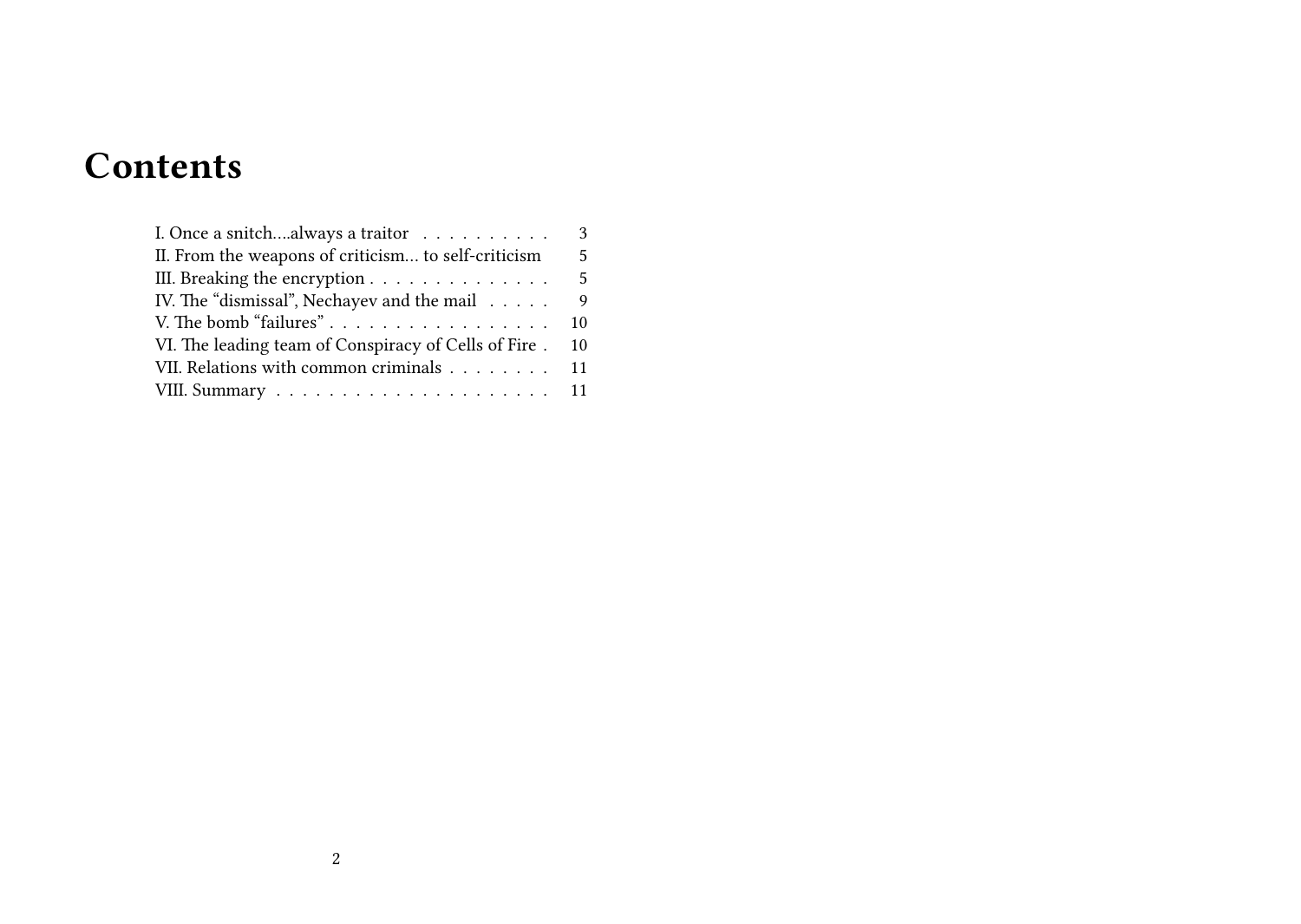# Contents

- I. Once a snitch….always a traitor . . . . . . . . . . 3
- II. From the weapons of criticism… to self-criticism 5
- III. Breaking the encryption . . . . . . . . . . . . . . 5
- IV. The "dismissal", Nechayev and the mail . . . . . 9
- V. The bomb "failures" . . . . . . . . . . . . . . . . . 10
- VI. The leading team of Conspiracy of Cells of Fire . 10
- VII. Relations with common criminals . . . . . . . . 11
- VIII. Summary . . . . . . . . . . . . . . . . . . . . . 11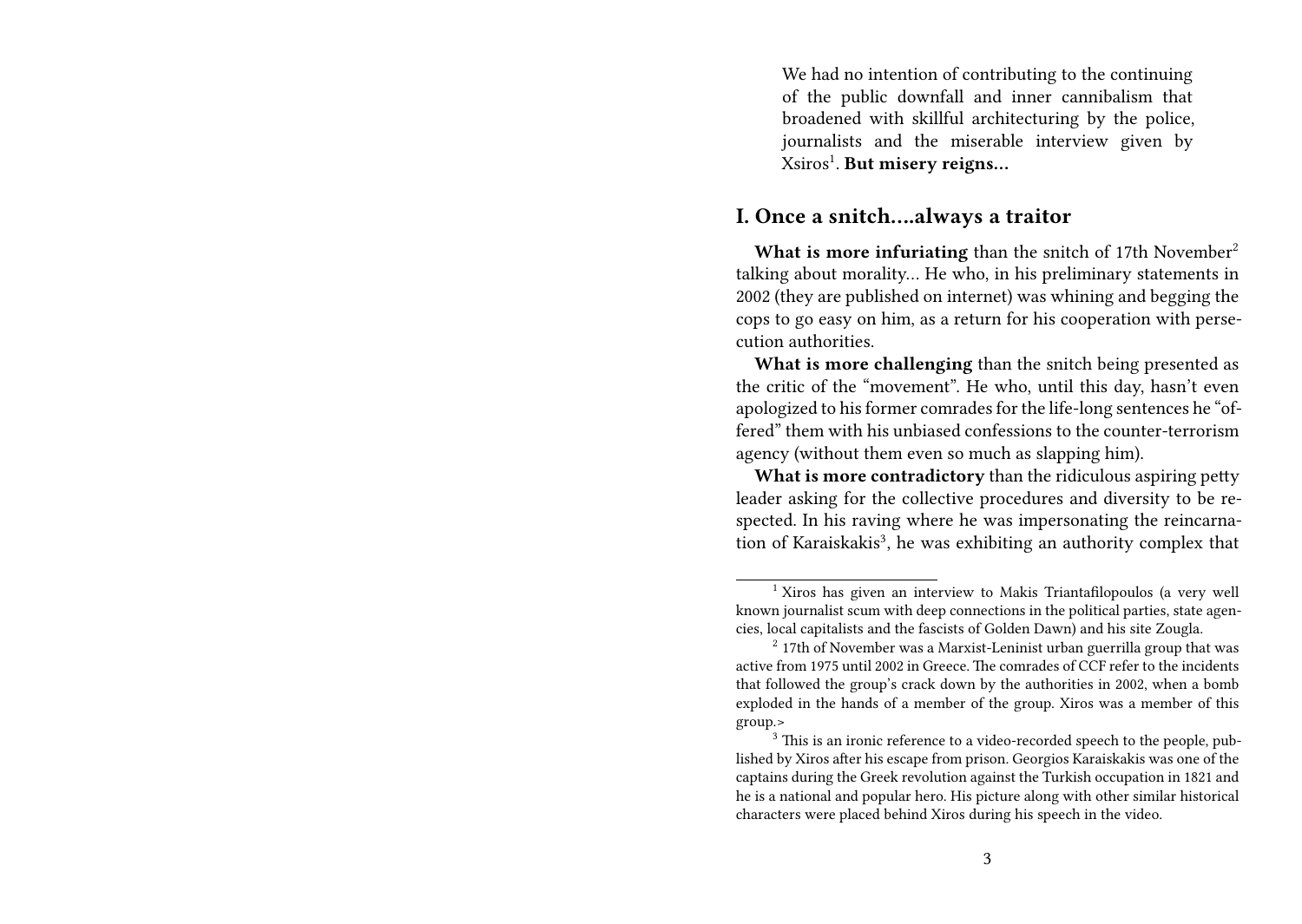We had no intention of contributing to the continuing of the public downfall and inner cannibalism that broadened with skillful architecturing by the police, journalists and the miserable interview given by Xsiros[1]. **But misery reigns…**

## I. Once a snitch….always a traitor

**What is more infuriating** than the snitch of 17th November[2] talking about morality… He who, in his preliminary statements in 2002 (they are published on internet) was whining and begging the cops to go easy on him, as a return for his cooperation with persecution authorities.

**What is more challenging** than the snitch being presented as the critic of the "movement". He who, until this day, hasn't even apologized to his former comrades for the life-long sentences he "offered" them with his unbiased confessions to the counter-terrorism agency (without them even so much as slapping him).

**What is more contradictory** than the ridiculous aspiring petty leader asking for the collective procedures and diversity to be respected. In his raving where he was impersonating the reincarnation of Karaiskakis[3], he was exhibiting an authority complex that

---

[1] Xiros has given an interview to Makis Triantafilopoulos (a very well known journalist scum with deep connections in the political parties, state agencies, local capitalists and the fascists of Golden Dawn) and his site Zougla.

[2] 17th of November was a Marxist-Leninist urban guerrilla group that was active from 1975 until 2002 in Greece. The comrades of CCF refer to the incidents that followed the group's crack down by the authorities in 2002, when a bomb exploded in the hands of a member of the group. Xiros was a member of this group.>

[3] This is an ironic reference to a video-recorded speech to the people, published by Xiros after his escape from prison. Georgios Karaiskakis was one of the captains during the Greek revolution against the Turkish occupation in 1821 and he is a national and popular hero. His picture along with other similar historical characters were placed behind Xiros during his speech in the video.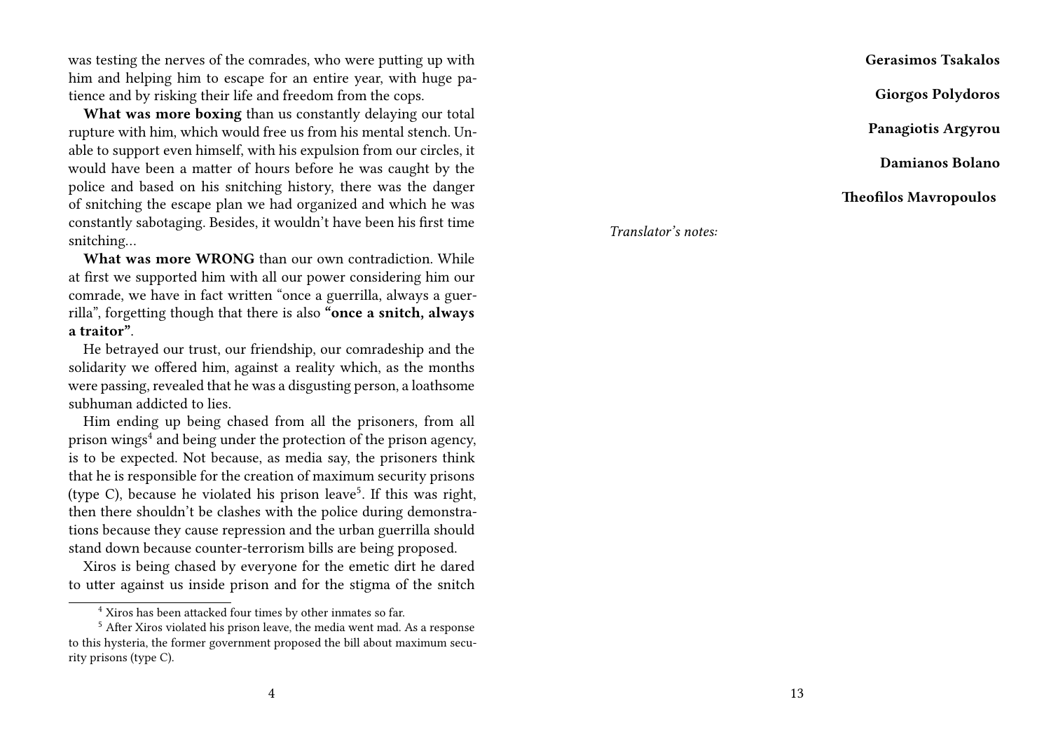was testing the nerves of the comrades, who were putting up with him and helping him to escape for an entire year, with huge patience and by risking their life and freedom from the cops.

**What was more boxing** than us constantly delaying our total rupture with him, which would free us from his mental stench. Unable to support even himself, with his expulsion from our circles, it would have been a matter of hours before he was caught by the police and based on his snitching history, there was the danger of snitching the escape plan we had organized and which he was constantly sabotaging. Besides, it wouldn't have been his first time snitching…

**What was more WRONG** than our own contradiction. While at first we supported him with all our power considering him our comrade, we have in fact written "once a guerrilla, always a guerrilla", forgetting though that there is also **"once a snitch, always a traitor"**.

He betrayed our trust, our friendship, our comradeship and the solidarity we offered him, against a reality which, as the months were passing, revealed that he was a disgusting person, a loathsome subhuman addicted to lies.

Him ending up being chased from all the prisoners, from all prison wings[4] and being under the protection of the prison agency, is to be expected. Not because, as media say, the prisoners think that he is responsible for the creation of maximum security prisons (type C), because he violated his prison leave[5]. If this was right, then there shouldn't be clashes with the police during demonstrations because they cause repression and the urban guerrilla should stand down because counter-terrorism bills are being proposed.

Xiros is being chased by everyone for the emetic dirt he dared to utter against us inside prison and for the stigma of the snitch

[4] Xiros has been attacked four times by other inmates so far.

[5] After Xiros violated his prison leave, the media went mad. As a response to this hysteria, the former government proposed the bill about maximum security prisons (type C).

**Gerasimos Tsakalos**

**Giorgos Polydoros**

**Panagiotis Argyrou**

**Damianos Bolano**

**Theofilos Mavropoulos**

*Translator's notes:*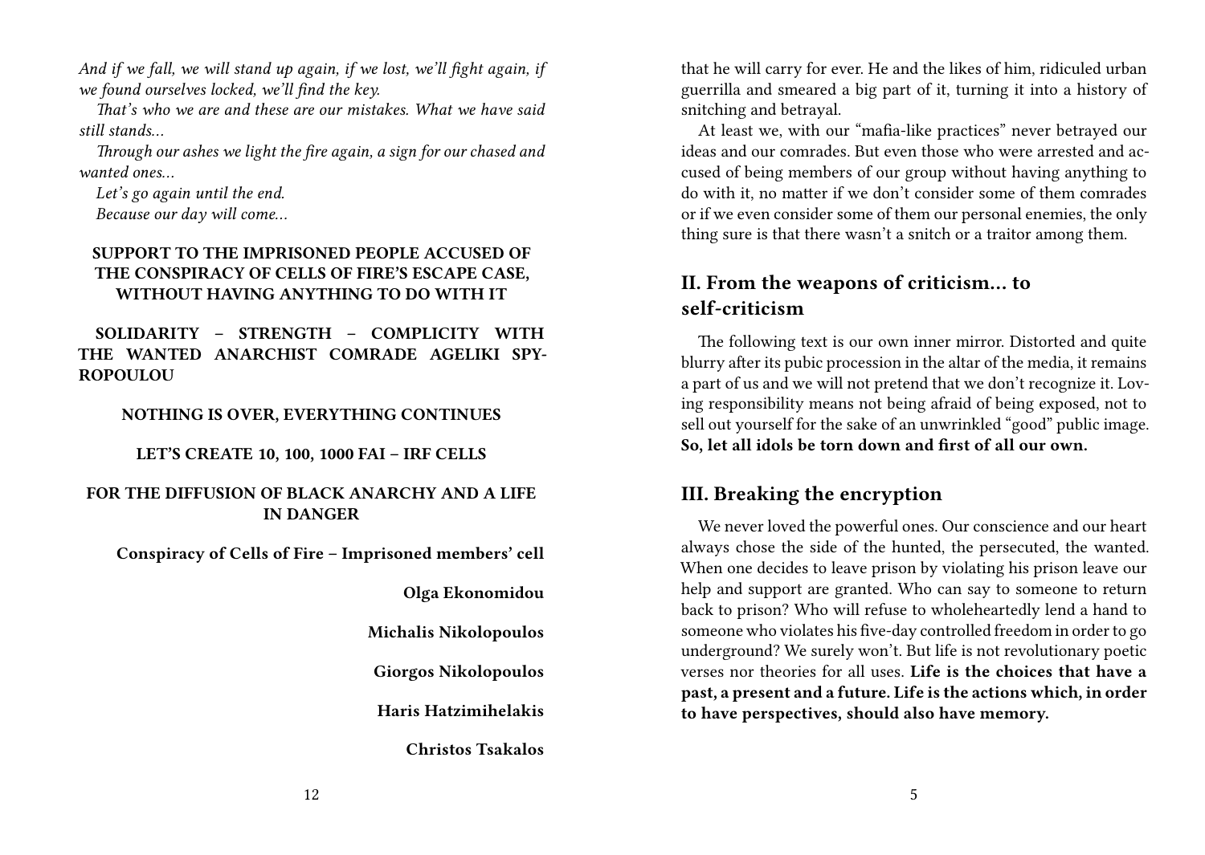*And if we fall, we will stand up again, if we lost, we'll fight again, if we found ourselves locked, we'll find the key.*

*That's who we are and these are our mistakes. What we have said still stands…*

*Through our ashes we light the fire again, a sign for our chased and wanted ones…*

*Let's go again until the end.*

*Because our day will come…*

**SUPPORT TO THE IMPRISONED PEOPLE ACCUSED OF THE CONSPIRACY OF CELLS OF FIRE'S ESCAPE CASE, WITHOUT HAVING ANYTHING TO DO WITH IT**

**SOLIDARITY – STRENGTH – COMPLICITY WITH THE WANTED ANARCHIST COMRADE AGELIKI SPYROPOULOU**

**NOTHING IS OVER, EVERYTHING CONTINUES**

**LET'S CREATE 10, 100, 1000 FAI – IRF CELLS**

**FOR THE DIFFUSION OF BLACK ANARCHY AND A LIFE IN DANGER**

**Conspiracy of Cells of Fire – Imprisoned members' cell**

**Olga Ekonomidou**

**Michalis Nikolopoulos**

**Giorgos Nikolopoulos**

**Haris Hatzimihelakis**

**Christos Tsakalos**

that he will carry for ever. He and the likes of him, ridiculed urban guerrilla and smeared a big part of it, turning it into a history of snitching and betrayal.

At least we, with our "mafia-like practices" never betrayed our ideas and our comrades. But even those who were arrested and accused of being members of our group without having anything to do with it, no matter if we don't consider some of them comrades or if we even consider some of them our personal enemies, the only thing sure is that there wasn't a snitch or a traitor among them.

## II. From the weapons of criticism… to self-criticism

The following text is our own inner mirror. Distorted and quite blurry after its pubic procession in the altar of the media, it remains a part of us and we will not pretend that we don't recognize it. Loving responsibility means not being afraid of being exposed, not to sell out yourself for the sake of an unwrinkled "good" public image. **So, let all idols be torn down and first of all our own.**

## III. Breaking the encryption

We never loved the powerful ones. Our conscience and our heart always chose the side of the hunted, the persecuted, the wanted. When one decides to leave prison by violating his prison leave our help and support are granted. Who can say to someone to return back to prison? Who will refuse to wholeheartedly lend a hand to someone who violates his five-day controlled freedom in order to go underground? We surely won't. But life is not revolutionary poetic verses nor theories for all uses. **Life is the choices that have a past, a present and a future. Life is the actions which, in order to have perspectives, should also have memory.**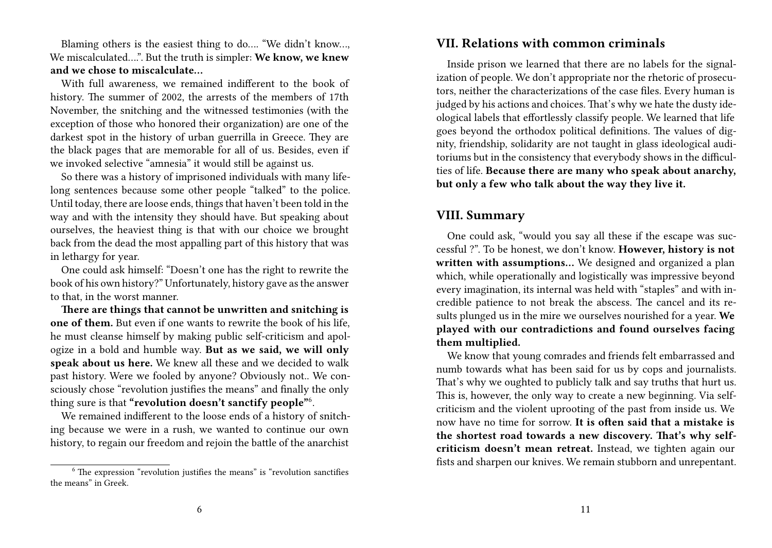Blaming others is the easiest thing to do.... "We didn't know..., We miscalculated....". But the truth is simpler: **We know, we knew and we chose to miscalculate...**

With full awareness, we remained indifferent to the book of history. The summer of 2002, the arrests of the members of 17th November, the snitching and the witnessed testimonies (with the exception of those who honored their organization) are one of the darkest spot in the history of urban guerrilla in Greece. They are the black pages that are memorable for all of us. Besides, even if we invoked selective "amnesia" it would still be against us.

So there was a history of imprisoned individuals with many lifelong sentences because some other people "talked" to the police. Until today, there are loose ends, things that haven't been told in the way and with the intensity they should have. But speaking about ourselves, the heaviest thing is that with our choice we brought back from the dead the most appalling part of this history that was in lethargy for year.

One could ask himself: "Doesn't one has the right to rewrite the book of his own history?" Unfortunately, history gave as the answer to that, in the worst manner.

**There are things that cannot be unwritten and snitching is one of them.** But even if one wants to rewrite the book of his life, he must cleanse himself by making public self-criticism and apologize in a bold and humble way. **But as we said, we will only speak about us here.** We knew all these and we decided to walk past history. Were we fooled by anyone? Obviously not.. We consciously chose "revolution justifies the means" and finally the only thing sure is that **"revolution doesn't sanctify people"**[6].

We remained indifferent to the loose ends of a history of snitching because we were in a rush, we wanted to continue our own history, to regain our freedom and rejoin the battle of the anarchist

[6] The expression "revolution justifies the means" is "revolution sanctifies the means" in Greek.

## VII. Relations with common criminals

Inside prison we learned that there are no labels for the signalization of people. We don't appropriate nor the rhetoric of prosecutors, neither the characterizations of the case files. Every human is judged by his actions and choices. That's why we hate the dusty ideological labels that effortlessly classify people. We learned that life goes beyond the orthodox political definitions. The values of dignity, friendship, solidarity are not taught in glass ideological auditoriums but in the consistency that everybody shows in the difficulties of life. **Because there are many who speak about anarchy, but only a few who talk about the way they live it.**

## VIII. Summary

One could ask, "would you say all these if the escape was successful ?". To be honest, we don't know. **However, history is not written with assumptions...** We designed and organized a plan which, while operationally and logistically was impressive beyond every imagination, its internal was held with "staples" and with incredible patience to not break the abscess. The cancel and its results plunged us in the mire we ourselves nourished for a year. **We played with our contradictions and found ourselves facing them multiplied.**

We know that young comrades and friends felt embarrassed and numb towards what has been said for us by cops and journalists. That's why we oughted to publicly talk and say truths that hurt us. This is, however, the only way to create a new beginning. Via self-criticism and the violent uprooting of the past from inside us. We now have no time for sorrow. **It is often said that a mistake is the shortest road towards a new discovery. That's why self-criticism doesn't mean retreat.** Instead, we tighten again our fists and sharpen our knives. We remain stubborn and unrepentant.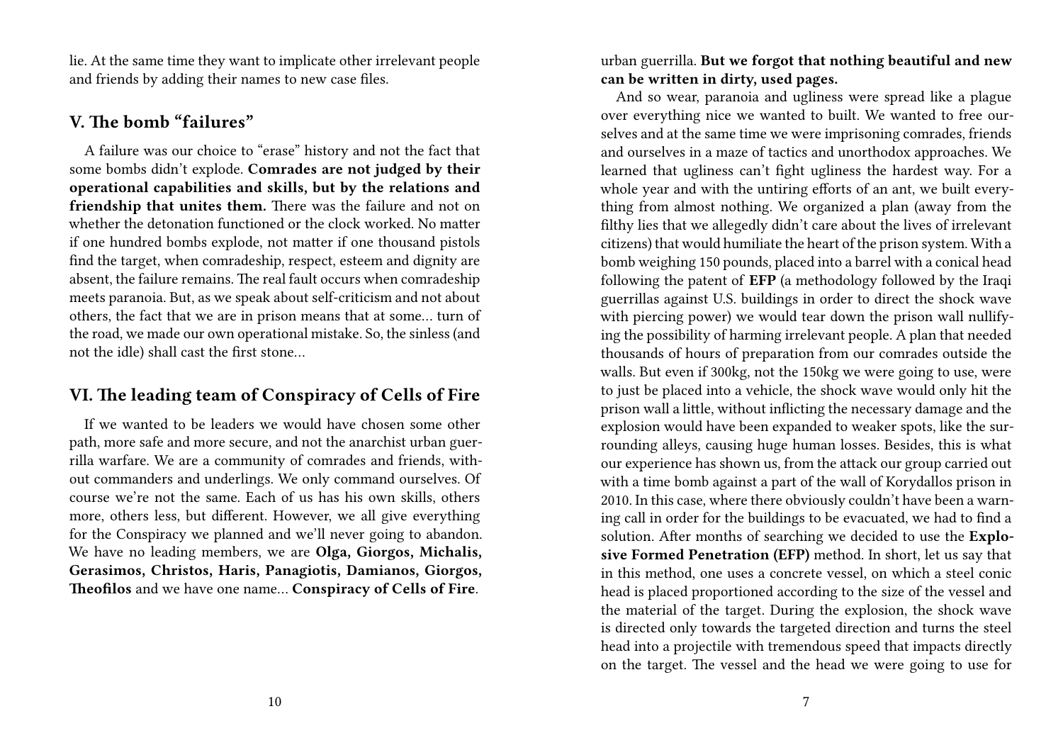lie. At the same time they want to implicate other irrelevant people and friends by adding their names to new case files.

## V. The bomb "failures"

A failure was our choice to "erase" history and not the fact that some bombs didn't explode. **Comrades are not judged by their operational capabilities and skills, but by the relations and friendship that unites them.** There was the failure and not on whether the detonation functioned or the clock worked. No matter if one hundred bombs explode, not matter if one thousand pistols find the target, when comradeship, respect, esteem and dignity are absent, the failure remains. The real fault occurs when comradeship meets paranoia. But, as we speak about self-criticism and not about others, the fact that we are in prison means that at some… turn of the road, we made our own operational mistake. So, the sinless (and not the idle) shall cast the first stone…

## VI. The leading team of Conspiracy of Cells of Fire

If we wanted to be leaders we would have chosen some other path, more safe and more secure, and not the anarchist urban guerrilla warfare. We are a community of comrades and friends, without commanders and underlings. We only command ourselves. Of course we're not the same. Each of us has his own skills, others more, others less, but different. However, we all give everything for the Conspiracy we planned and we'll never going to abandon. We have no leading members, we are **Olga, Giorgos, Michalis, Gerasimos, Christos, Haris, Panagiotis, Damianos, Giorgos, Theofilos** and we have one name… **Conspiracy of Cells of Fire**.

urban guerrilla. **But we forgot that nothing beautiful and new can be written in dirty, used pages.**

And so wear, paranoia and ugliness were spread like a plague over everything nice we wanted to built. We wanted to free ourselves and at the same time we were imprisoning comrades, friends and ourselves in a maze of tactics and unorthodox approaches. We learned that ugliness can't fight ugliness the hardest way. For a whole year and with the untiring efforts of an ant, we built everything from almost nothing. We organized a plan (away from the filthy lies that we allegedly didn't care about the lives of irrelevant citizens) that would humiliate the heart of the prison system. With a bomb weighing 150 pounds, placed into a barrel with a conical head following the patent of **EFP** (a methodology followed by the Iraqi guerrillas against U.S. buildings in order to direct the shock wave with piercing power) we would tear down the prison wall nullifying the possibility of harming irrelevant people. A plan that needed thousands of hours of preparation from our comrades outside the walls. But even if 300kg, not the 150kg we were going to use, were to just be placed into a vehicle, the shock wave would only hit the prison wall a little, without inflicting the necessary damage and the explosion would have been expanded to weaker spots, like the surrounding alleys, causing huge human losses. Besides, this is what our experience has shown us, from the attack our group carried out with a time bomb against a part of the wall of Korydallos prison in 2010. In this case, where there obviously couldn't have been a warning call in order for the buildings to be evacuated, we had to find a solution. After months of searching we decided to use the **Explosive Formed Penetration (EFP)** method. In short, let us say that in this method, one uses a concrete vessel, on which a steel conic head is placed proportioned according to the size of the vessel and the material of the target. During the explosion, the shock wave is directed only towards the targeted direction and turns the steel head into a projectile with tremendous speed that impacts directly on the target. The vessel and the head we were going to use for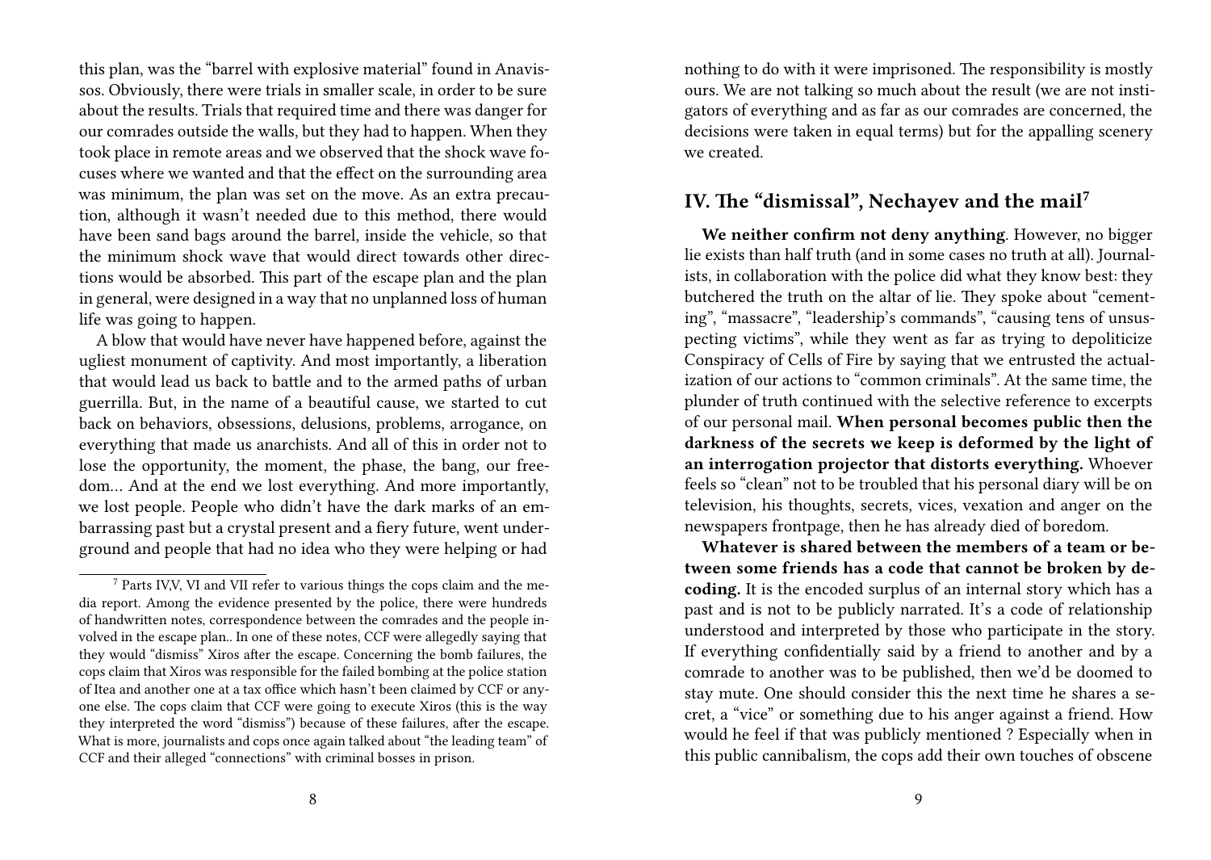this plan, was the "barrel with explosive material" found in Anavissos. Obviously, there were trials in smaller scale, in order to be sure about the results. Trials that required time and there was danger for our comrades outside the walls, but they had to happen. When they took place in remote areas and we observed that the shock wave focuses where we wanted and that the effect on the surrounding area was minimum, the plan was set on the move. As an extra precaution, although it wasn't needed due to this method, there would have been sand bags around the barrel, inside the vehicle, so that the minimum shock wave that would direct towards other directions would be absorbed. This part of the escape plan and the plan in general, were designed in a way that no unplanned loss of human life was going to happen.

A blow that would have never have happened before, against the ugliest monument of captivity. And most importantly, a liberation that would lead us back to battle and to the armed paths of urban guerrilla. But, in the name of a beautiful cause, we started to cut back on behaviors, obsessions, delusions, problems, arrogance, on everything that made us anarchists. And all of this in order not to lose the opportunity, the moment, the phase, the bang, our freedom… And at the end we lost everything. And more importantly, we lost people. People who didn't have the dark marks of an embarrassing past but a crystal present and a fiery future, went underground and people that had no idea who they were helping or had nothing to do with it were imprisoned. The responsibility is mostly ours. We are not talking so much about the result (we are not instigators of everything and as far as our comrades are concerned, the decisions were taken in equal terms) but for the appalling scenery we created.

## IV. The "dismissal", Nechayev and the mail[7]

**We neither confirm not deny anything**. However, no bigger lie exists than half truth (and in some cases no truth at all). Journalists, in collaboration with the police did what they know best: they butchered the truth on the altar of lie. They spoke about "cementing", "massacre", "leadership's commands", "causing tens of unsuspecting victims", while they went as far as trying to depoliticize Conspiracy of Cells of Fire by saying that we entrusted the actualization of our actions to "common criminals". At the same time, the plunder of truth continued with the selective reference to excerpts of our personal mail. **When personal becomes public then the darkness of the secrets we keep is deformed by the light of an interrogation projector that distorts everything.** Whoever feels so "clean" not to be troubled that his personal diary will be on television, his thoughts, secrets, vices, vexation and anger on the newspapers frontpage, then he has already died of boredom.

**Whatever is shared between the members of a team or between some friends has a code that cannot be broken by decoding.** It is the encoded surplus of an internal story which has a past and is not to be publicly narrated. It's a code of relationship understood and interpreted by those who participate in the story. If everything confidentially said by a friend to another and by a comrade to another was to be published, then we'd be doomed to stay mute. One should consider this the next time he shares a secret, a "vice" or something due to his anger against a friend. How would he feel if that was publicly mentioned ? Especially when in this public cannibalism, the cops add their own touches of obscene

[7] Parts IV,V, VI and VII refer to various things the cops claim and the media report. Among the evidence presented by the police, there were hundreds of handwritten notes, correspondence between the comrades and the people involved in the escape plan.. In one of these notes, CCF were allegedly saying that they would "dismiss" Xiros after the escape. Concerning the bomb failures, the cops claim that Xiros was responsible for the failed bombing at the police station of Itea and another one at a tax office which hasn't been claimed by CCF or anyone else. The cops claim that CCF were going to execute Xiros (this is the way they interpreted the word "dismiss") because of these failures, after the escape. What is more, journalists and cops once again talked about "the leading team" of CCF and their alleged "connections" with criminal bosses in prison.